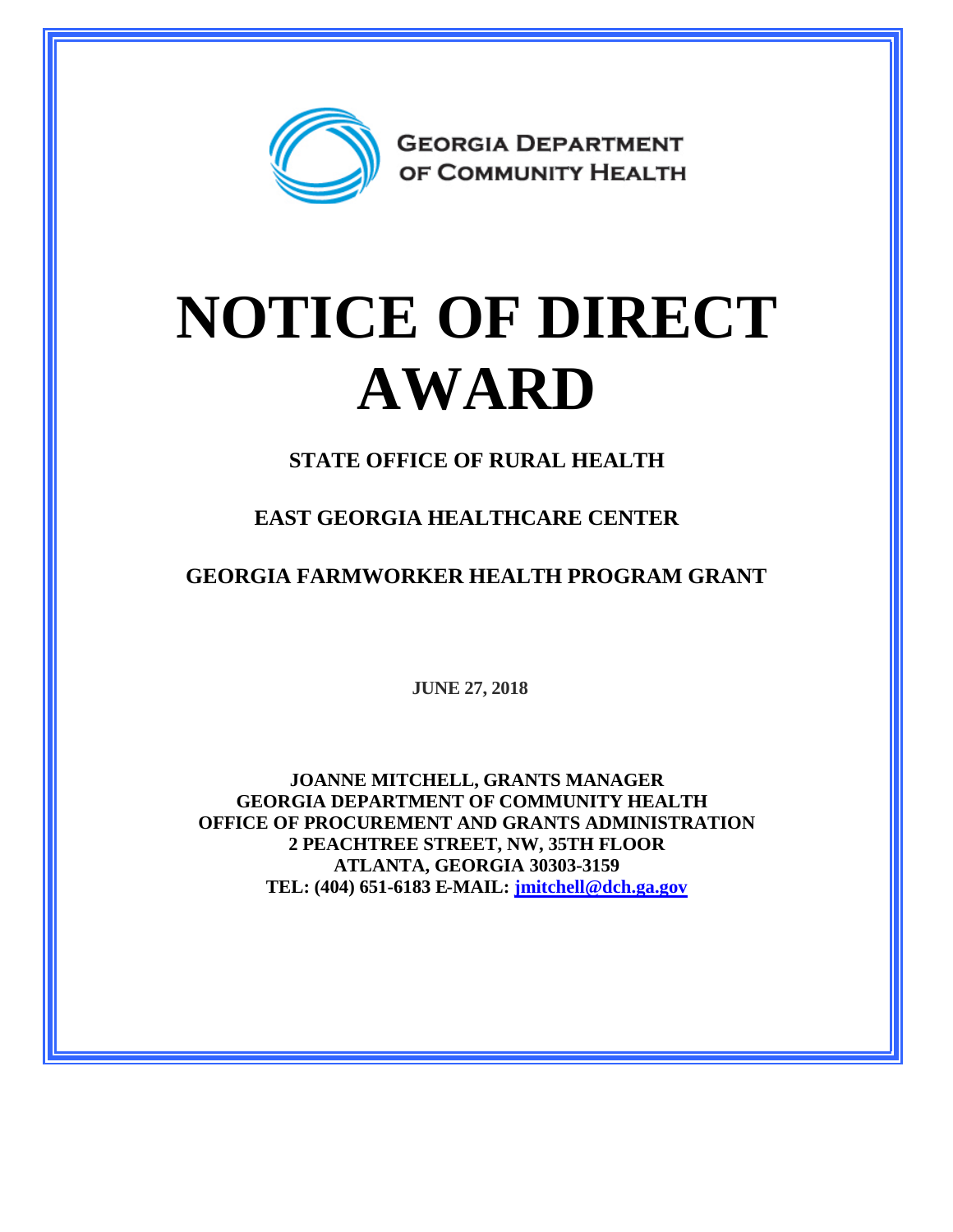GEORGIA DEPARTMENT OF COMMUNITY HEALTH

# NOTICE OF DIRECT AWARD

**STATE OFFICE OF RURAL HEALTH**

**EAST GEORGIA HEALTHCARE CENTER**

**GEORGIA FARMWORKER HEALTH PROGRAM GRANT**

**JUNE 27, 2018**

**JOANNE MITCHELL, GRANTS MANAGER**
**GEORGIA DEPARTMENT OF COMMUNITY HEALTH**
**OFFICE OF PROCUREMENT AND GRANTS ADMINISTRATION**
**2 PEACHTREE STREET, NW, 35TH FLOOR**
**ATLANTA, GEORGIA 30303-3159**
**TEL: (404) 651-6183 E-MAIL: jmitchell@dch.ga.gov**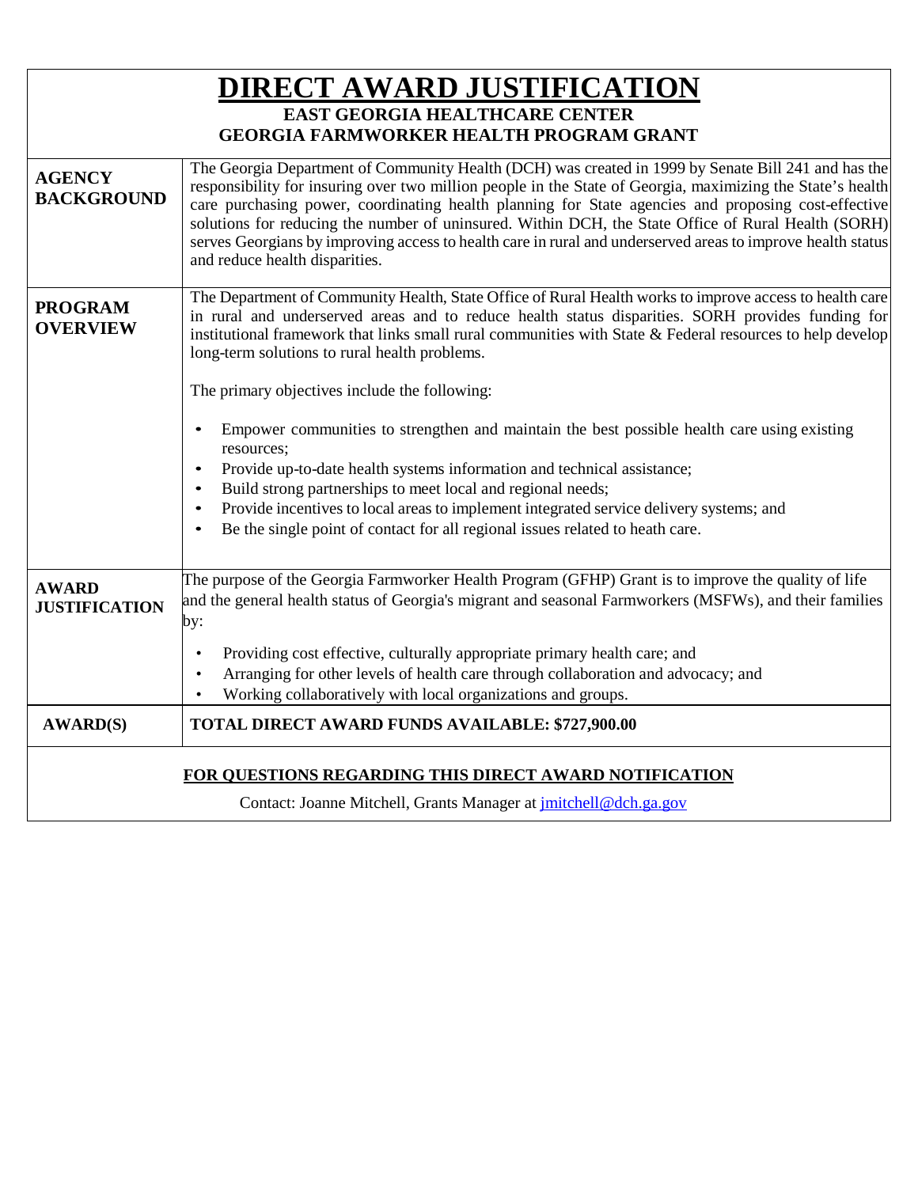# DIRECT AWARD JUSTIFICATION

## EAST GEORGIA HEALTHCARE CENTER
## GEORGIA FARMWORKER HEALTH PROGRAM GRANT

| | |
|---|---|
| **AGENCY BACKGROUND** | The Georgia Department of Community Health (DCH) was created in 1999 by Senate Bill 241 and has the responsibility for insuring over two million people in the State of Georgia, maximizing the State's health care purchasing power, coordinating health planning for State agencies and proposing cost-effective solutions for reducing the number of uninsured. Within DCH, the State Office of Rural Health (SORH) serves Georgians by improving access to health care in rural and underserved areas to improve health status and reduce health disparities. |
| **PROGRAM OVERVIEW** | The Department of Community Health, State Office of Rural Health works to improve access to health care in rural and underserved areas and to reduce health status disparities. SORH provides funding for institutional framework that links small rural communities with State & Federal resources to help develop long-term solutions to rural health problems.<br><br>The primary objectives include the following:<br><br>• Empower communities to strengthen and maintain the best possible health care using existing resources;<br>• Provide up-to-date health systems information and technical assistance;<br>• Build strong partnerships to meet local and regional needs;<br>• Provide incentives to local areas to implement integrated service delivery systems; and<br>• Be the single point of contact for all regional issues related to heath care. |
| **AWARD JUSTIFICATION** | The purpose of the Georgia Farmworker Health Program (GFHP) Grant is to improve the quality of life and the general health status of Georgia's migrant and seasonal Farmworkers (MSFWs), and their families by:<br><br>• Providing cost effective, culturally appropriate primary health care; and<br>• Arranging for other levels of health care through collaboration and advocacy; and<br>• Working collaboratively with local organizations and groups. |
| **AWARD(S)** | **TOTAL DIRECT AWARD FUNDS AVAILABLE: $727,900.00** |

**FOR QUESTIONS REGARDING THIS DIRECT AWARD NOTIFICATION**

Contact: Joanne Mitchell, Grants Manager at jmitchell@dch.ga.gov